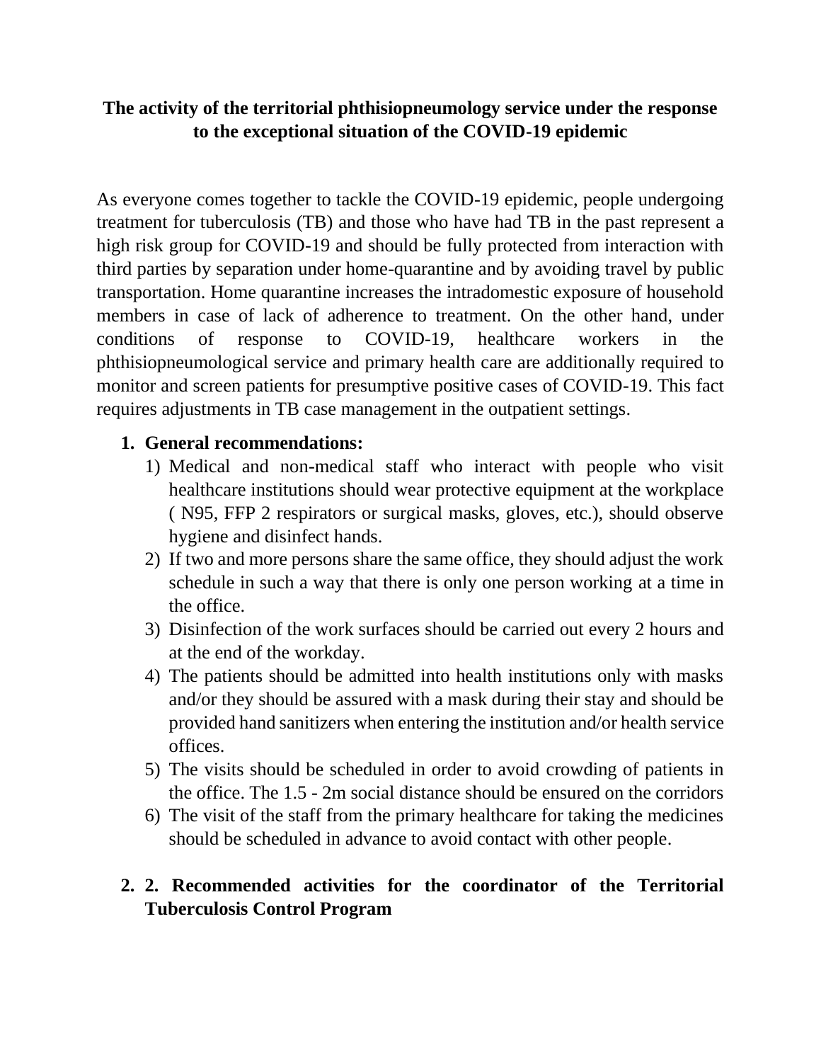# The activity of the territorial phthisiopneumology service under the response to the exceptional situation of the COVID-19 epidemic

As everyone comes together to tackle the COVID-19 epidemic, people undergoing treatment for tuberculosis (TB) and those who have had TB in the past represent a high risk group for COVID-19 and should be fully protected from interaction with third parties by separation under home-quarantine and by avoiding travel by public transportation. Home quarantine increases the intradomestic exposure of household members in case of lack of adherence to treatment. On the other hand, under conditions of response to COVID-19, healthcare workers in the phthisiopneumological service and primary health care are additionally required to monitor and screen patients for presumptive positive cases of COVID-19. This fact requires adjustments in TB case management in the outpatient settings.

1. **General recommendations:**
   1) Medical and non-medical staff who interact with people who visit healthcare institutions should wear protective equipment at the workplace ( N95, FFP 2 respirators or surgical masks, gloves, etc.), should observe hygiene and disinfect hands.
   2) If two and more persons share the same office, they should adjust the work schedule in such a way that there is only one person working at a time in the office.
   3) Disinfection of the work surfaces should be carried out every 2 hours and at the end of the workday.
   4) The patients should be admitted into health institutions only with masks and/or they should be assured with a mask during their stay and should be provided hand sanitizers when entering the institution and/or health service offices.
   5) The visits should be scheduled in order to avoid crowding of patients in the office. The 1.5 - 2m social distance should be ensured on the corridors
   6) The visit of the staff from the primary healthcare for taking the medicines should be scheduled in advance to avoid contact with other people.

2. **2. Recommended activities for the coordinator of the Territorial Tuberculosis Control Program**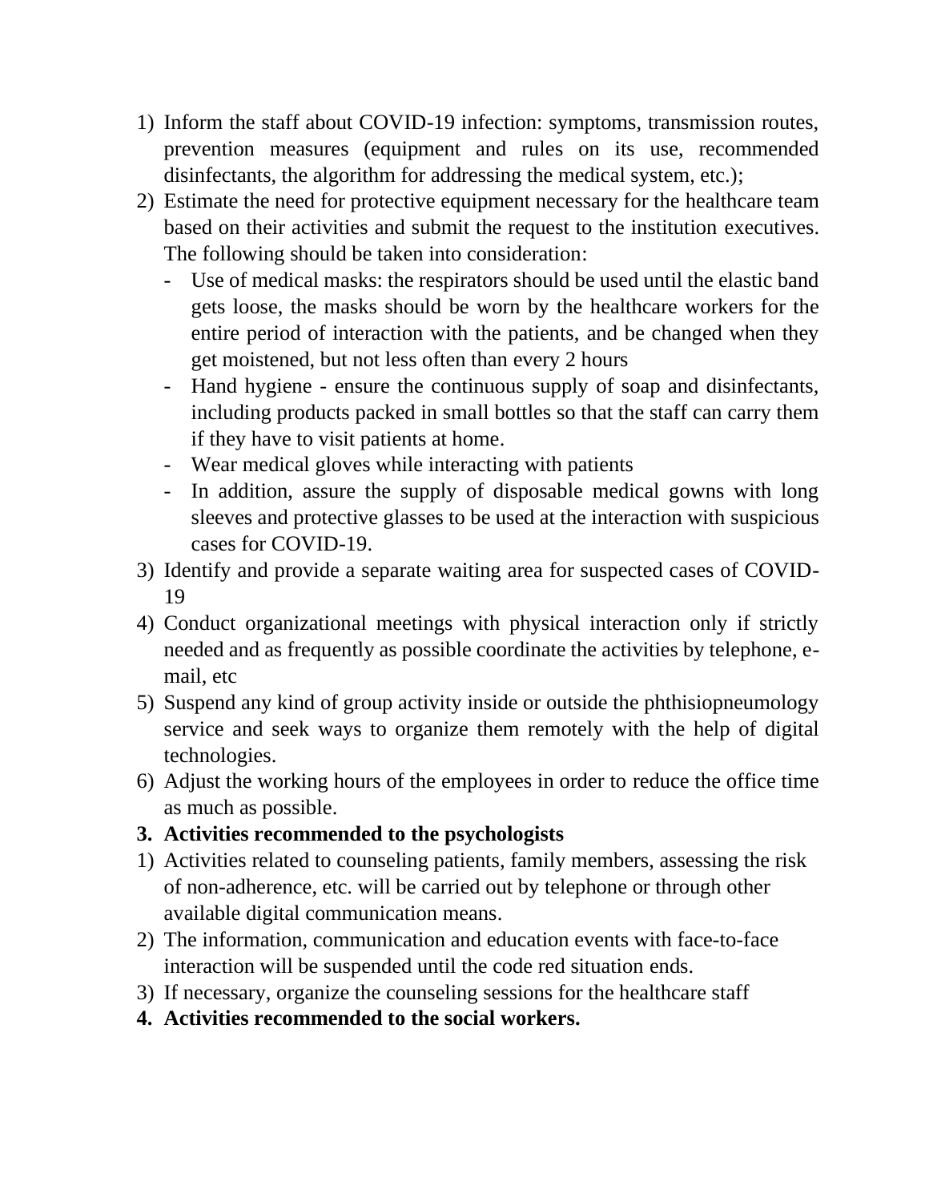1) Inform the staff about COVID-19 infection: symptoms, transmission routes, prevention measures (equipment and rules on its use, recommended disinfectants, the algorithm for addressing the medical system, etc.);
2) Estimate the need for protective equipment necessary for the healthcare team based on their activities and submit the request to the institution executives. The following should be taken into consideration:
   - Use of medical masks: the respirators should be used until the elastic band gets loose, the masks should be worn by the healthcare workers for the entire period of interaction with the patients, and be changed when they get moistened, but not less often than every 2 hours
   - Hand hygiene - ensure the continuous supply of soap and disinfectants, including products packed in small bottles so that the staff can carry them if they have to visit patients at home.
   - Wear medical gloves while interacting with patients
   - In addition, assure the supply of disposable medical gowns with long sleeves and protective glasses to be used at the interaction with suspicious cases for COVID-19.
3) Identify and provide a separate waiting area for suspected cases of COVID-19
4) Conduct organizational meetings with physical interaction only if strictly needed and as frequently as possible coordinate the activities by telephone, e-mail, etc
5) Suspend any kind of group activity inside or outside the phthisiopneumology service and seek ways to organize them remotely with the help of digital technologies.
6) Adjust the working hours of the employees in order to reduce the office time as much as possible.

**3. Activities recommended to the psychologists**

1) Activities related to counseling patients, family members, assessing the risk of non-adherence, etc. will be carried out by telephone or through other available digital communication means.
2) The information, communication and education events with face-to-face interaction will be suspended until the code red situation ends.
3) If necessary, organize the counseling sessions for the healthcare staff

**4. Activities recommended to the social workers.**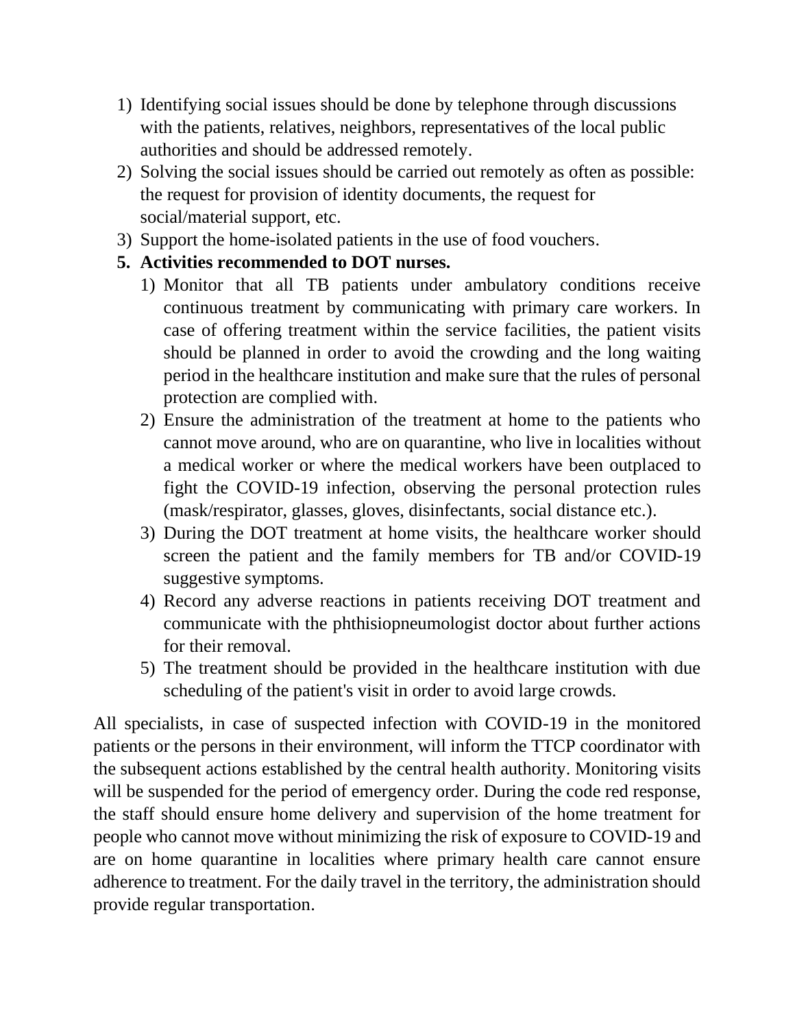1) Identifying social issues should be done by telephone through discussions with the patients, relatives, neighbors, representatives of the local public authorities and should be addressed remotely.
2) Solving the social issues should be carried out remotely as often as possible: the request for provision of identity documents, the request for social/material support, etc.
3) Support the home-isolated patients in the use of food vouchers.

**5. Activities recommended to DOT nurses.**

1) Monitor that all TB patients under ambulatory conditions receive continuous treatment by communicating with primary care workers. In case of offering treatment within the service facilities, the patient visits should be planned in order to avoid the crowding and the long waiting period in the healthcare institution and make sure that the rules of personal protection are complied with.
2) Ensure the administration of the treatment at home to the patients who cannot move around, who are on quarantine, who live in localities without a medical worker or where the medical workers have been outplaced to fight the COVID-19 infection, observing the personal protection rules (mask/respirator, glasses, gloves, disinfectants, social distance etc.).
3) During the DOT treatment at home visits, the healthcare worker should screen the patient and the family members for TB and/or COVID-19 suggestive symptoms.
4) Record any adverse reactions in patients receiving DOT treatment and communicate with the phthisiopneumologist doctor about further actions for their removal.
5) The treatment should be provided in the healthcare institution with due scheduling of the patient's visit in order to avoid large crowds.

All specialists, in case of suspected infection with COVID-19 in the monitored patients or the persons in their environment, will inform the TTCP coordinator with the subsequent actions established by the central health authority. Monitoring visits will be suspended for the period of emergency order. During the code red response, the staff should ensure home delivery and supervision of the home treatment for people who cannot move without minimizing the risk of exposure to COVID-19 and are on home quarantine in localities where primary health care cannot ensure adherence to treatment. For the daily travel in the territory, the administration should provide regular transportation.